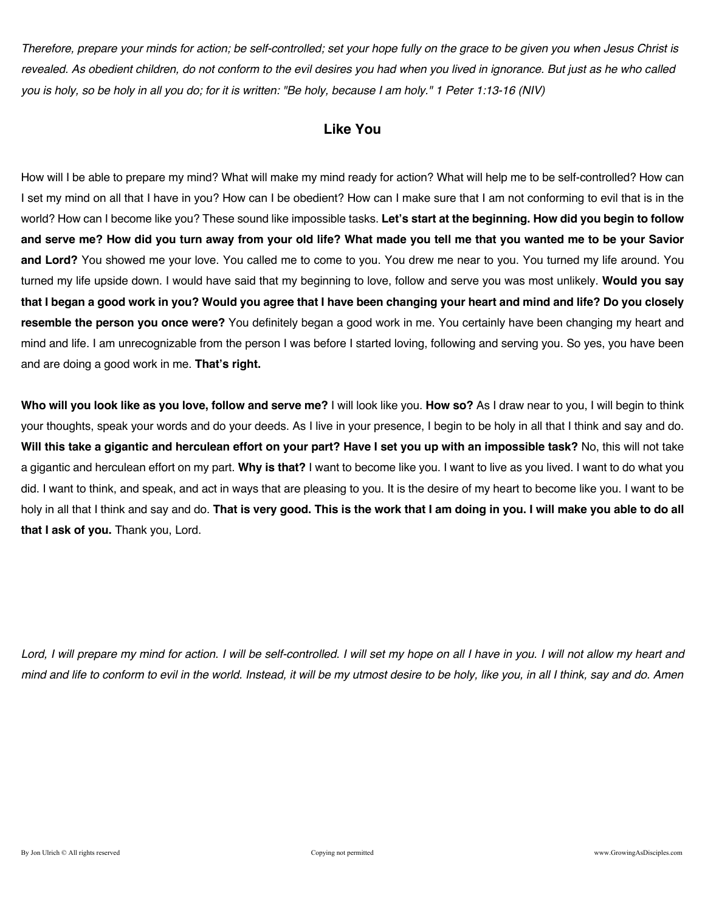*Therefore, prepare your minds for action; be self-controlled; set your hope fully on the grace to be given you when Jesus Christ is revealed. As obedient children, do not conform to the evil desires you had when you lived in ignorance. But just as he who called you is holy, so be holy in all you do; for it is written: "Be holy, because I am holy." 1 Peter 1:13-16 (NIV)*

## Like You

How will I be able to prepare my mind? What will make my mind ready for action? What will help me to be self-controlled? How can I set my mind on all that I have in you? How can I be obedient? How can I make sure that I am not conforming to evil that is in the world? How can I become like you? These sound like impossible tasks. **Let's start at the beginning. How did you begin to follow and serve me? How did you turn away from your old life? What made you tell me that you wanted me to be your Savior and Lord?** You showed me your love. You called me to come to you. You drew me near to you. You turned my life around. You turned my life upside down. I would have said that my beginning to love, follow and serve you was most unlikely. **Would you say that I began a good work in you? Would you agree that I have been changing your heart and mind and life? Do you closely resemble the person you once were?** You definitely began a good work in me. You certainly have been changing my heart and mind and life. I am unrecognizable from the person I was before I started loving, following and serving you. So yes, you have been and are doing a good work in me. **That's right.**

**Who will you look like as you love, follow and serve me?** I will look like you. **How so?** As I draw near to you, I will begin to think your thoughts, speak your words and do your deeds. As I live in your presence, I begin to be holy in all that I think and say and do. **Will this take a gigantic and herculean effort on your part? Have I set you up with an impossible task?** No, this will not take a gigantic and herculean effort on my part. **Why is that?** I want to become like you. I want to live as you lived. I want to do what you did. I want to think, and speak, and act in ways that are pleasing to you. It is the desire of my heart to become like you. I want to be holy in all that I think and say and do. **That is very good. This is the work that I am doing in you. I will make you able to do all that I ask of you.** Thank you, Lord.

*Lord, I will prepare my mind for action. I will be self-controlled. I will set my hope on all I have in you. I will not allow my heart and mind and life to conform to evil in the world. Instead, it will be my utmost desire to be holy, like you, in all I think, say and do. Amen*

By Jon Ulrich © All rights reserved — Copying not permitted — www.GrowingAsDisciples.com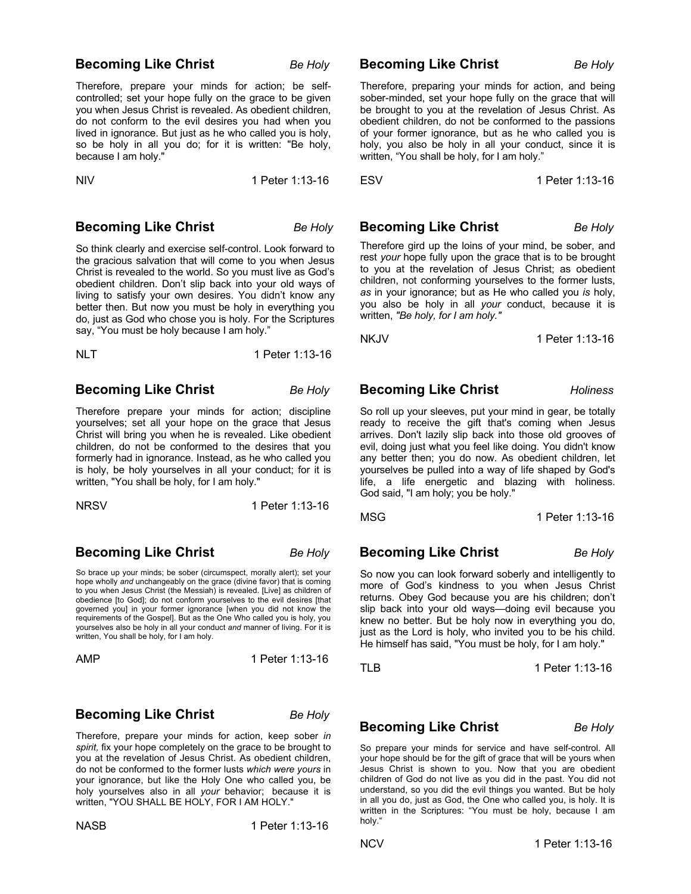## Becoming Like Christ — *Be Holy*

Therefore, prepare your minds for action; be self-controlled; set your hope fully on the grace to be given you when Jesus Christ is revealed. As obedient children, do not conform to the evil desires you had when you lived in ignorance. But just as he who called you is holy, so be holy in all you do; for it is written: "Be holy, because I am holy."

NIV — 1 Peter 1:13-16

## Becoming Like Christ — *Be Holy*

Therefore, preparing your minds for action, and being sober-minded, set your hope fully on the grace that will be brought to you at the revelation of Jesus Christ. As obedient children, do not be conformed to the passions of your former ignorance, but as he who called you is holy, you also be holy in all your conduct, since it is written, "You shall be holy, for I am holy."

ESV — 1 Peter 1:13-16

## Becoming Like Christ — *Be Holy*

So think clearly and exercise self-control. Look forward to the gracious salvation that will come to you when Jesus Christ is revealed to the world. So you must live as God's obedient children. Don't slip back into your old ways of living to satisfy your own desires. You didn't know any better then. But now you must be holy in everything you do, just as God who chose you is holy. For the Scriptures say, "You must be holy because I am holy."

NLT — 1 Peter 1:13-16

## Becoming Like Christ — *Be Holy*

Therefore gird up the loins of your mind, be sober, and rest *your* hope fully upon the grace that is to be brought to you at the revelation of Jesus Christ; as obedient children, not conforming yourselves to the former lusts, *as* in your ignorance; but as He who called you *is* holy, you also be holy in all *your* conduct, because it is written, *"Be holy, for I am holy."*

NKJV — 1 Peter 1:13-16

## Becoming Like Christ — *Be Holy*

Therefore prepare your minds for action; discipline yourselves; set all your hope on the grace that Jesus Christ will bring you when he is revealed. Like obedient children, do not be conformed to the desires that you formerly had in ignorance. Instead, as he who called you is holy, be holy yourselves in all your conduct; for it is written, "You shall be holy, for I am holy."

NRSV — 1 Peter 1:13-16

## Becoming Like Christ — *Holiness*

So roll up your sleeves, put your mind in gear, be totally ready to receive the gift that's coming when Jesus arrives. Don't lazily slip back into those old grooves of evil, doing just what you feel like doing. You didn't know any better then; you do now. As obedient children, let yourselves be pulled into a way of life shaped by God's life, a life energetic and blazing with holiness. God said, "I am holy; you be holy."

MSG — 1 Peter 1:13-16

## Becoming Like Christ — *Be Holy*

So brace up your minds; be sober (circumspect, morally alert); set your hope wholly *and* unchangeably on the grace (divine favor) that is coming to you when Jesus Christ (the Messiah) is revealed. [Live] as children of obedience [to God]; do not conform yourselves to the evil desires [that governed you] in your former ignorance [when you did not know the requirements of the Gospel]. But as the One Who called you is holy, you yourselves also be holy in all your conduct *and* manner of living. For it is written, You shall be holy, for I am holy.

AMP — 1 Peter 1:13-16

## Becoming Like Christ — *Be Holy*

So now you can look forward soberly and intelligently to more of God's kindness to you when Jesus Christ returns. Obey God because you are his children; don't slip back into your old ways—doing evil because you knew no better. But be holy now in everything you do, just as the Lord is holy, who invited you to be his child. He himself has said, "You must be holy, for I am holy."

TLB — 1 Peter 1:13-16

## Becoming Like Christ — *Be Holy*

Therefore, prepare your minds for action, keep sober *in spirit,* fix your hope completely on the grace to be brought to you at the revelation of Jesus Christ. As obedient children, do not be conformed to the former lusts *which were yours* in your ignorance, but like the Holy One who called you, be holy yourselves also in all *your* behavior; because it is written, "YOU SHALL BE HOLY, FOR I AM HOLY."

NASB — 1 Peter 1:13-16

## Becoming Like Christ — *Be Holy*

So prepare your minds for service and have self-control. All your hope should be for the gift of grace that will be yours when Jesus Christ is shown to you. Now that you are obedient children of God do not live as you did in the past. You did not understand, so you did the evil things you wanted. But be holy in all you do, just as God, the One who called you, is holy. It is written in the Scriptures: "You must be holy, because I am holy."

NCV — 1 Peter 1:13-16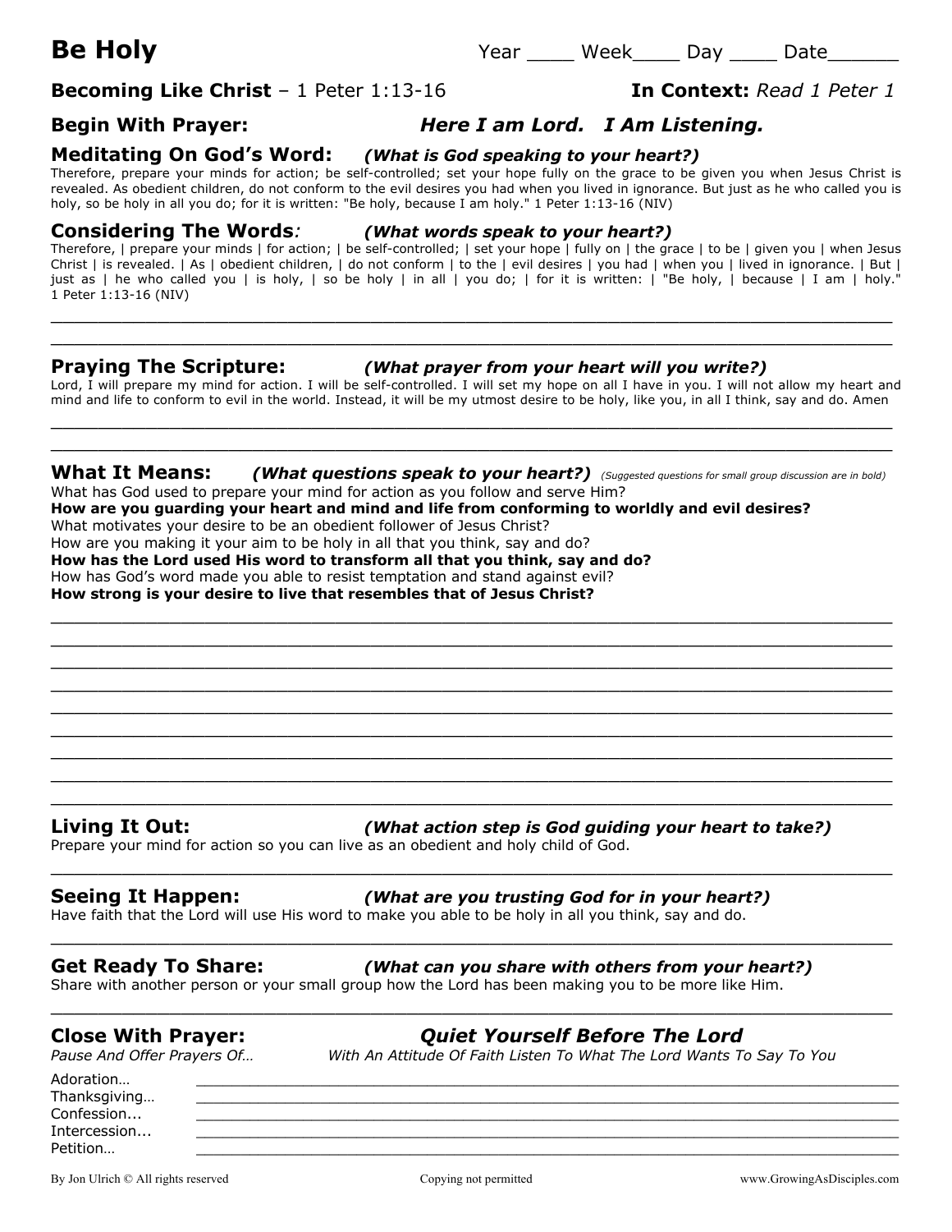# Be Holy

Year ____ Week____ Day ____ Date______

**Becoming Like Christ** – 1 Peter 1:13-16 **In Context:** *Read 1 Peter 1*

## Begin With Prayer: *Here I am Lord. I Am Listening.*

## Meditating On God's Word: *(What is God speaking to your heart?)*

Therefore, prepare your minds for action; be self-controlled; set your hope fully on the grace to be given you when Jesus Christ is revealed. As obedient children, do not conform to the evil desires you had when you lived in ignorance. But just as he who called you is holy, so be holy in all you do; for it is written: "Be holy, because I am holy." 1 Peter 1:13-16 (NIV)

## Considering The Words: *(What words speak to your heart?)*

Therefore, | prepare your minds | for action; | be self-controlled; | set your hope | fully on | the grace | to be | given you | when Jesus Christ | is revealed. | As | obedient children, | do not conform | to the | evil desires | you had | when you | lived in ignorance. | But | just as | he who called you | is holy, | so be holy | in all | you do; | for it is written: | "Be holy, | because | I am | holy." 1 Peter 1:13-16 (NIV)

______________________________________________________________________________

______________________________________________________________________________

## Praying The Scripture: *(What prayer from your heart will you write?)*

Lord, I will prepare my mind for action. I will be self-controlled. I will set my hope on all I have in you. I will not allow my heart and mind and life to conform to evil in the world. Instead, it will be my utmost desire to be holy, like you, in all I think, say and do. Amen

______________________________________________________________________________

______________________________________________________________________________

## What It Means: *(What questions speak to your heart?)* *(Suggested questions for small group discussion are in bold)*

What has God used to prepare your mind for action as you follow and serve Him?
**How are you guarding your heart and mind and life from conforming to worldly and evil desires?**
What motivates your desire to be an obedient follower of Jesus Christ?
How are you making it your aim to be holy in all that you think, say and do?
**How has the Lord used His word to transform all that you think, say and do?**
How has God's word made you able to resist temptation and stand against evil?
**How strong is your desire to live that resembles that of Jesus Christ?**

______________________________________________________________________________

______________________________________________________________________________

______________________________________________________________________________

______________________________________________________________________________

______________________________________________________________________________

______________________________________________________________________________

______________________________________________________________________________

______________________________________________________________________________

______________________________________________________________________________

## Living It Out: *(What action step is God guiding your heart to take?)*

Prepare your mind for action so you can live as an obedient and holy child of God.

______________________________________________________________________________

## Seeing It Happen: *(What are you trusting God for in your heart?)*

Have faith that the Lord will use His word to make you able to be holy in all you think, say and do.

______________________________________________________________________________

## Get Ready To Share: *(What can you share with others from your heart?)*

Share with another person or your small group how the Lord has been making you to be more like Him.

______________________________________________________________________________

## Close With Prayer: *Quiet Yourself Before The Lord*

*Pause And Offer Prayers Of…* *With An Attitude Of Faith Listen To What The Lord Wants To Say To You*

Adoration… ______________________________________________________________

Thanksgiving… ______________________________________________________________

Confession... ______________________________________________________________

Intercession... ______________________________________________________________

Petition… ______________________________________________________________

By Jon Ulrich © All rights reserved Copying not permitted www.GrowingAsDisciples.com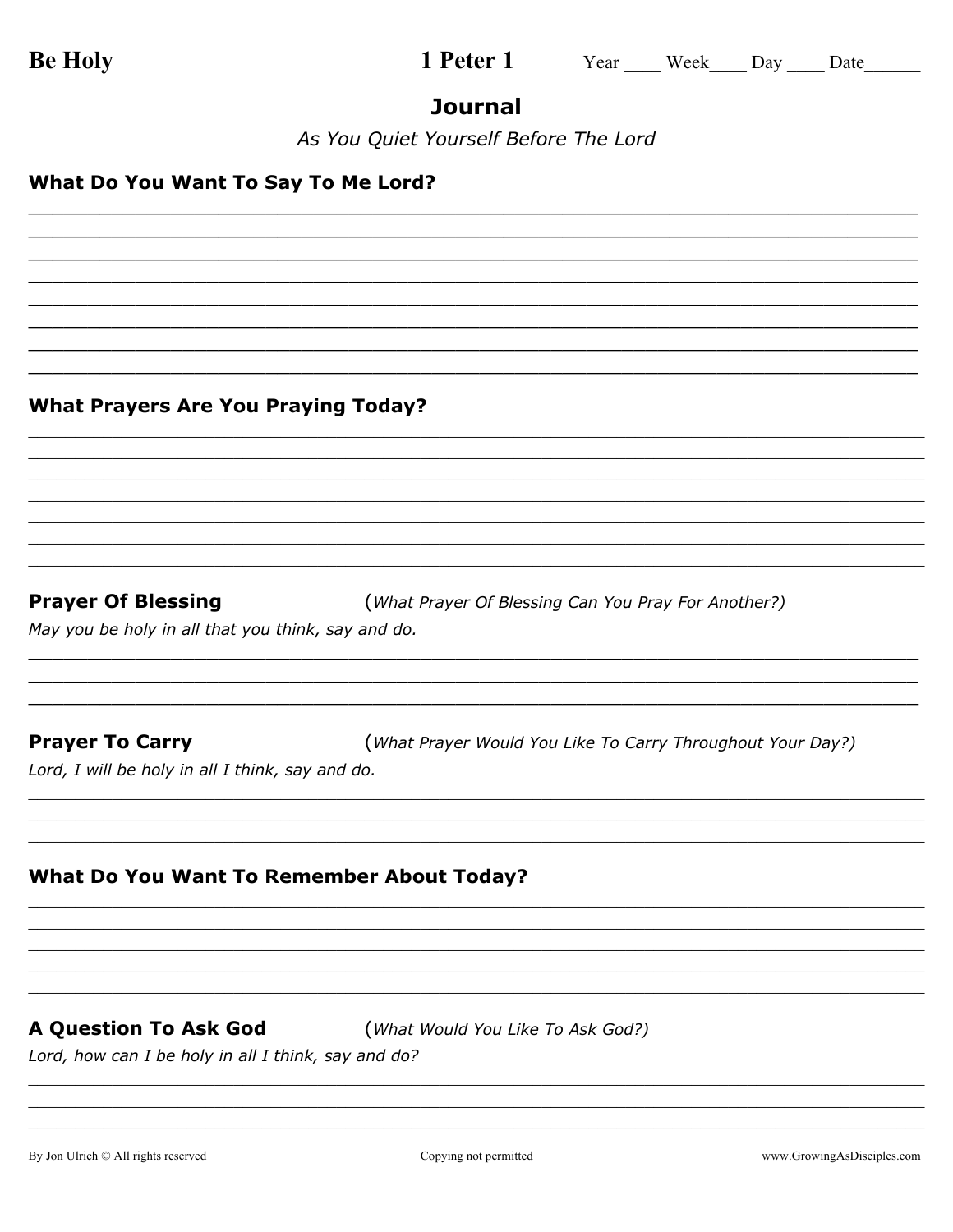**Be Holy** **1 Peter 1** Year \_\_\_\_ Week\_\_\_\_ Day \_\_\_\_ Date\_\_\_\_\_\_

# Journal

*As You Quiet Yourself Before The Lord*

## What Do You Want To Say To Me Lord?

\_\_\_\_\_\_\_\_\_\_\_\_\_\_\_\_\_\_\_\_\_\_\_\_\_\_\_\_\_\_\_\_\_\_\_\_\_\_\_\_\_\_\_\_\_\_\_\_\_\_\_\_\_\_\_\_\_\_\_\_\_\_\_\_\_\_\_\_\_\_
\_\_\_\_\_\_\_\_\_\_\_\_\_\_\_\_\_\_\_\_\_\_\_\_\_\_\_\_\_\_\_\_\_\_\_\_\_\_\_\_\_\_\_\_\_\_\_\_\_\_\_\_\_\_\_\_\_\_\_\_\_\_\_\_\_\_\_\_\_\_
\_\_\_\_\_\_\_\_\_\_\_\_\_\_\_\_\_\_\_\_\_\_\_\_\_\_\_\_\_\_\_\_\_\_\_\_\_\_\_\_\_\_\_\_\_\_\_\_\_\_\_\_\_\_\_\_\_\_\_\_\_\_\_\_\_\_\_\_\_\_
\_\_\_\_\_\_\_\_\_\_\_\_\_\_\_\_\_\_\_\_\_\_\_\_\_\_\_\_\_\_\_\_\_\_\_\_\_\_\_\_\_\_\_\_\_\_\_\_\_\_\_\_\_\_\_\_\_\_\_\_\_\_\_\_\_\_\_\_\_\_
\_\_\_\_\_\_\_\_\_\_\_\_\_\_\_\_\_\_\_\_\_\_\_\_\_\_\_\_\_\_\_\_\_\_\_\_\_\_\_\_\_\_\_\_\_\_\_\_\_\_\_\_\_\_\_\_\_\_\_\_\_\_\_\_\_\_\_\_\_\_
\_\_\_\_\_\_\_\_\_\_\_\_\_\_\_\_\_\_\_\_\_\_\_\_\_\_\_\_\_\_\_\_\_\_\_\_\_\_\_\_\_\_\_\_\_\_\_\_\_\_\_\_\_\_\_\_\_\_\_\_\_\_\_\_\_\_\_\_\_\_
\_\_\_\_\_\_\_\_\_\_\_\_\_\_\_\_\_\_\_\_\_\_\_\_\_\_\_\_\_\_\_\_\_\_\_\_\_\_\_\_\_\_\_\_\_\_\_\_\_\_\_\_\_\_\_\_\_\_\_\_\_\_\_\_\_\_\_\_\_\_
\_\_\_\_\_\_\_\_\_\_\_\_\_\_\_\_\_\_\_\_\_\_\_\_\_\_\_\_\_\_\_\_\_\_\_\_\_\_\_\_\_\_\_\_\_\_\_\_\_\_\_\_\_\_\_\_\_\_\_\_\_\_\_\_\_\_\_\_\_\_

## What Prayers Are You Praying Today?

\_\_\_\_\_\_\_\_\_\_\_\_\_\_\_\_\_\_\_\_\_\_\_\_\_\_\_\_\_\_\_\_\_\_\_\_\_\_\_\_\_\_\_\_\_\_\_\_\_\_\_\_\_\_\_\_\_\_\_\_\_\_\_\_\_\_\_\_\_\_
\_\_\_\_\_\_\_\_\_\_\_\_\_\_\_\_\_\_\_\_\_\_\_\_\_\_\_\_\_\_\_\_\_\_\_\_\_\_\_\_\_\_\_\_\_\_\_\_\_\_\_\_\_\_\_\_\_\_\_\_\_\_\_\_\_\_\_\_\_\_
\_\_\_\_\_\_\_\_\_\_\_\_\_\_\_\_\_\_\_\_\_\_\_\_\_\_\_\_\_\_\_\_\_\_\_\_\_\_\_\_\_\_\_\_\_\_\_\_\_\_\_\_\_\_\_\_\_\_\_\_\_\_\_\_\_\_\_\_\_\_
\_\_\_\_\_\_\_\_\_\_\_\_\_\_\_\_\_\_\_\_\_\_\_\_\_\_\_\_\_\_\_\_\_\_\_\_\_\_\_\_\_\_\_\_\_\_\_\_\_\_\_\_\_\_\_\_\_\_\_\_\_\_\_\_\_\_\_\_\_\_
\_\_\_\_\_\_\_\_\_\_\_\_\_\_\_\_\_\_\_\_\_\_\_\_\_\_\_\_\_\_\_\_\_\_\_\_\_\_\_\_\_\_\_\_\_\_\_\_\_\_\_\_\_\_\_\_\_\_\_\_\_\_\_\_\_\_\_\_\_\_
\_\_\_\_\_\_\_\_\_\_\_\_\_\_\_\_\_\_\_\_\_\_\_\_\_\_\_\_\_\_\_\_\_\_\_\_\_\_\_\_\_\_\_\_\_\_\_\_\_\_\_\_\_\_\_\_\_\_\_\_\_\_\_\_\_\_\_\_\_\_
\_\_\_\_\_\_\_\_\_\_\_\_\_\_\_\_\_\_\_\_\_\_\_\_\_\_\_\_\_\_\_\_\_\_\_\_\_\_\_\_\_\_\_\_\_\_\_\_\_\_\_\_\_\_\_\_\_\_\_\_\_\_\_\_\_\_\_\_\_\_

## Prayer Of Blessing

(*What Prayer Of Blessing Can You Pray For Another?)*

*May you be holy in all that you think, say and do.*

\_\_\_\_\_\_\_\_\_\_\_\_\_\_\_\_\_\_\_\_\_\_\_\_\_\_\_\_\_\_\_\_\_\_\_\_\_\_\_\_\_\_\_\_\_\_\_\_\_\_\_\_\_\_\_\_\_\_\_\_\_\_\_\_\_\_\_\_\_\_
\_\_\_\_\_\_\_\_\_\_\_\_\_\_\_\_\_\_\_\_\_\_\_\_\_\_\_\_\_\_\_\_\_\_\_\_\_\_\_\_\_\_\_\_\_\_\_\_\_\_\_\_\_\_\_\_\_\_\_\_\_\_\_\_\_\_\_\_\_\_
\_\_\_\_\_\_\_\_\_\_\_\_\_\_\_\_\_\_\_\_\_\_\_\_\_\_\_\_\_\_\_\_\_\_\_\_\_\_\_\_\_\_\_\_\_\_\_\_\_\_\_\_\_\_\_\_\_\_\_\_\_\_\_\_\_\_\_\_\_\_

## Prayer To Carry

(*What Prayer Would You Like To Carry Throughout Your Day?)*

*Lord, I will be holy in all I think, say and do.*

\_\_\_\_\_\_\_\_\_\_\_\_\_\_\_\_\_\_\_\_\_\_\_\_\_\_\_\_\_\_\_\_\_\_\_\_\_\_\_\_\_\_\_\_\_\_\_\_\_\_\_\_\_\_\_\_\_\_\_\_\_\_\_\_\_\_\_\_\_\_
\_\_\_\_\_\_\_\_\_\_\_\_\_\_\_\_\_\_\_\_\_\_\_\_\_\_\_\_\_\_\_\_\_\_\_\_\_\_\_\_\_\_\_\_\_\_\_\_\_\_\_\_\_\_\_\_\_\_\_\_\_\_\_\_\_\_\_\_\_\_
\_\_\_\_\_\_\_\_\_\_\_\_\_\_\_\_\_\_\_\_\_\_\_\_\_\_\_\_\_\_\_\_\_\_\_\_\_\_\_\_\_\_\_\_\_\_\_\_\_\_\_\_\_\_\_\_\_\_\_\_\_\_\_\_\_\_\_\_\_\_

## What Do You Want To Remember About Today?

\_\_\_\_\_\_\_\_\_\_\_\_\_\_\_\_\_\_\_\_\_\_\_\_\_\_\_\_\_\_\_\_\_\_\_\_\_\_\_\_\_\_\_\_\_\_\_\_\_\_\_\_\_\_\_\_\_\_\_\_\_\_\_\_\_\_\_\_\_\_
\_\_\_\_\_\_\_\_\_\_\_\_\_\_\_\_\_\_\_\_\_\_\_\_\_\_\_\_\_\_\_\_\_\_\_\_\_\_\_\_\_\_\_\_\_\_\_\_\_\_\_\_\_\_\_\_\_\_\_\_\_\_\_\_\_\_\_\_\_\_
\_\_\_\_\_\_\_\_\_\_\_\_\_\_\_\_\_\_\_\_\_\_\_\_\_\_\_\_\_\_\_\_\_\_\_\_\_\_\_\_\_\_\_\_\_\_\_\_\_\_\_\_\_\_\_\_\_\_\_\_\_\_\_\_\_\_\_\_\_\_
\_\_\_\_\_\_\_\_\_\_\_\_\_\_\_\_\_\_\_\_\_\_\_\_\_\_\_\_\_\_\_\_\_\_\_\_\_\_\_\_\_\_\_\_\_\_\_\_\_\_\_\_\_\_\_\_\_\_\_\_\_\_\_\_\_\_\_\_\_\_
\_\_\_\_\_\_\_\_\_\_\_\_\_\_\_\_\_\_\_\_\_\_\_\_\_\_\_\_\_\_\_\_\_\_\_\_\_\_\_\_\_\_\_\_\_\_\_\_\_\_\_\_\_\_\_\_\_\_\_\_\_\_\_\_\_\_\_\_\_\_

## A Question To Ask God

(*What Would You Like To Ask God?)*

*Lord, how can I be holy in all I think, say and do?*

\_\_\_\_\_\_\_\_\_\_\_\_\_\_\_\_\_\_\_\_\_\_\_\_\_\_\_\_\_\_\_\_\_\_\_\_\_\_\_\_\_\_\_\_\_\_\_\_\_\_\_\_\_\_\_\_\_\_\_\_\_\_\_\_\_\_\_\_\_\_
\_\_\_\_\_\_\_\_\_\_\_\_\_\_\_\_\_\_\_\_\_\_\_\_\_\_\_\_\_\_\_\_\_\_\_\_\_\_\_\_\_\_\_\_\_\_\_\_\_\_\_\_\_\_\_\_\_\_\_\_\_\_\_\_\_\_\_\_\_\_
\_\_\_\_\_\_\_\_\_\_\_\_\_\_\_\_\_\_\_\_\_\_\_\_\_\_\_\_\_\_\_\_\_\_\_\_\_\_\_\_\_\_\_\_\_\_\_\_\_\_\_\_\_\_\_\_\_\_\_\_\_\_\_\_\_\_\_\_\_\_

By Jon Ulrich © All rights reserved Copying not permitted www.GrowingAsDisciples.com